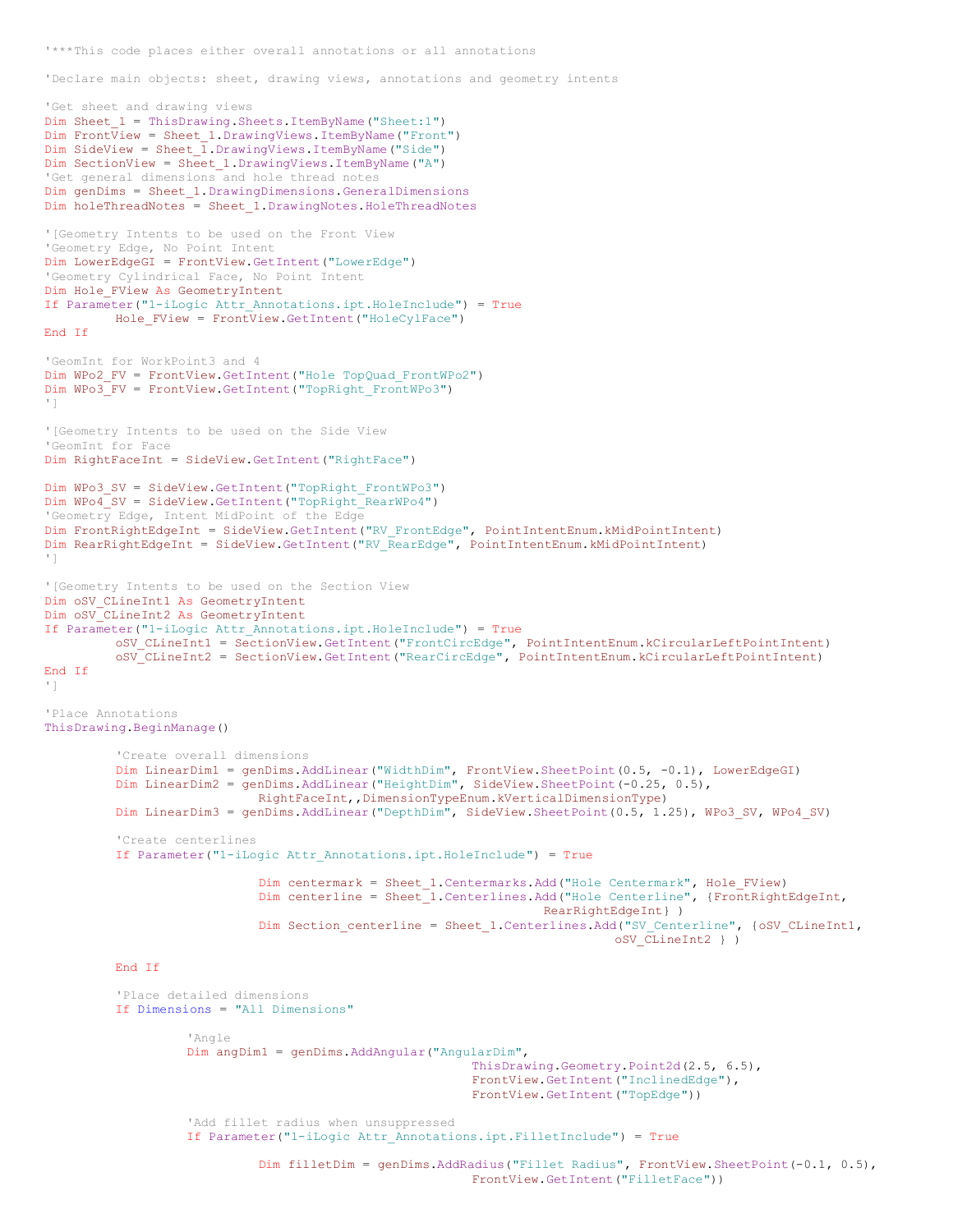```
'***This code places either overall annotations or all annotations

'Declare main objects: sheet, drawing views, annotations and geometry intents

'Get sheet and drawing views
Dim Sheet_1 = ThisDrawing.Sheets.ItemByName("Sheet:1")
Dim FrontView = Sheet_1.DrawingViews.ItemByName("Front")
Dim SideView = Sheet_1.DrawingViews.ItemByName("Side")
Dim SectionView = Sheet_1.DrawingViews.ItemByName("A")
'Get general dimensions and hole thread notes
Dim genDims = Sheet_1.DrawingDimensions.GeneralDimensions
Dim holeThreadNotes = Sheet_1.DrawingNotes.HoleThreadNotes

'[Geometry Intents to be used on the Front View
'Geometry Edge, No Point Intent
Dim LowerEdgeGI = FrontView.GetIntent("LowerEdge")
'Geometry Cylindrical Face, No Point Intent
Dim Hole_FView As GeometryIntent
If Parameter("1-iLogic Attr_Annotations.ipt.HoleInclude") = True
        Hole_FView = FrontView.GetIntent("HoleCylFace")
End If

'GeomInt for WorkPoint3 and 4
Dim WPo2_FV = FrontView.GetIntent("Hole TopQuad_FrontWPo2")
Dim WPo3_FV = FrontView.GetIntent("TopRight_FrontWPo3")
']

'[Geometry Intents to be used on the Side View
'GeomInt for Face
Dim RightFaceInt = SideView.GetIntent("RightFace")

Dim WPo3_SV = SideView.GetIntent("TopRight_FrontWPo3")
Dim WPo4_SV = SideView.GetIntent("TopRight_RearWPo4")
'Geometry Edge, Intent MidPoint of the Edge
Dim FrontRightEdgeInt = SideView.GetIntent("RV_FrontEdge", PointIntentEnum.kMidPointIntent)
Dim RearRightEdgeInt = SideView.GetIntent("RV_RearEdge", PointIntentEnum.kMidPointIntent)
']

'[Geometry Intents to be used on the Section View
Dim oSV_CLineInt1 As GeometryIntent
Dim oSV_CLineInt2 As GeometryIntent
If Parameter("1-iLogic Attr_Annotations.ipt.HoleInclude") = True
        oSV_CLineInt1 = SectionView.GetIntent("FrontCircEdge", PointIntentEnum.kCircularLeftPointIntent)
        oSV_CLineInt2 = SectionView.GetIntent("RearCircEdge", PointIntentEnum.kCircularLeftPointIntent)
End If
']

'Place Annotations
ThisDrawing.BeginManage()

        'Create overall dimensions
        Dim LinearDim1 = genDims.AddLinear("WidthDim", FrontView.SheetPoint(0.5, -0.1), LowerEdgeGI)
        Dim LinearDim2 = genDims.AddLinear("HeightDim", SideView.SheetPoint(-0.25, 0.5),
                        RightFaceInt,,DimensionTypeEnum.kVerticalDimensionType)
        Dim LinearDim3 = genDims.AddLinear("DepthDim", SideView.SheetPoint(0.5, 1.25), WPo3_SV, WPo4_SV)

        'Create centerlines
        If Parameter("1-iLogic Attr_Annotations.ipt.HoleInclude") = True

                        Dim centermark = Sheet_1.Centermarks.Add("Hole Centermark", Hole_FView)
                        Dim centerline = Sheet_1.Centerlines.Add("Hole Centerline", {FrontRightEdgeInt,
                                                                RearRightEdgeInt} )
                        Dim Section_centerline = Sheet_1.Centerlines.Add("SV_Centerline", {oSV_CLineInt1,
                                                                        oSV_CLineInt2 } )

        End If

        'Place detailed dimensions
        If Dimensions = "All Dimensions"

                'Angle
                Dim angDim1 = genDims.AddAngular("AngularDim",
                                                ThisDrawing.Geometry.Point2d(2.5, 6.5),
                                                FrontView.GetIntent("InclinedEdge"),
                                                FrontView.GetIntent("TopEdge"))

                'Add fillet radius when unsuppressed
                If Parameter("1-iLogic Attr_Annotations.ipt.FilletInclude") = True

                        Dim filletDim = genDims.AddRadius("Fillet Radius", FrontView.SheetPoint(-0.1, 0.5),
                                                FrontView.GetIntent("FilletFace"))
```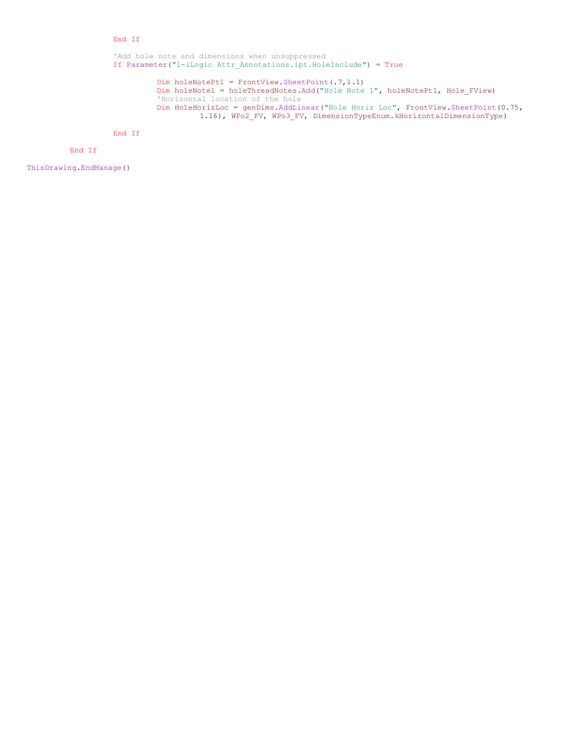```
                End If

                'Add hole note and dimensions when unsuppressed
                If Parameter("1-iLogic Attr_Annotations.ipt.HoleInclude") = True

                        Dim holeNotePt1 = FrontView.SheetPoint(.7,1.1)
                        Dim holeNote1 = holeThreadNotes.Add("Hole Note 1", holeNotePt1, Hole_FView)
                        'Horizontal location of the hole
                        Dim HoleHorizLoc = genDims.AddLinear("Hole Horiz Loc", FrontView.SheetPoint(0.75,
                                1.16), WPo2_FV, WPo3_FV, DimensionTypeEnum.kHorizontalDimensionType)

                End If

        End If

ThisDrawing.EndManage()
```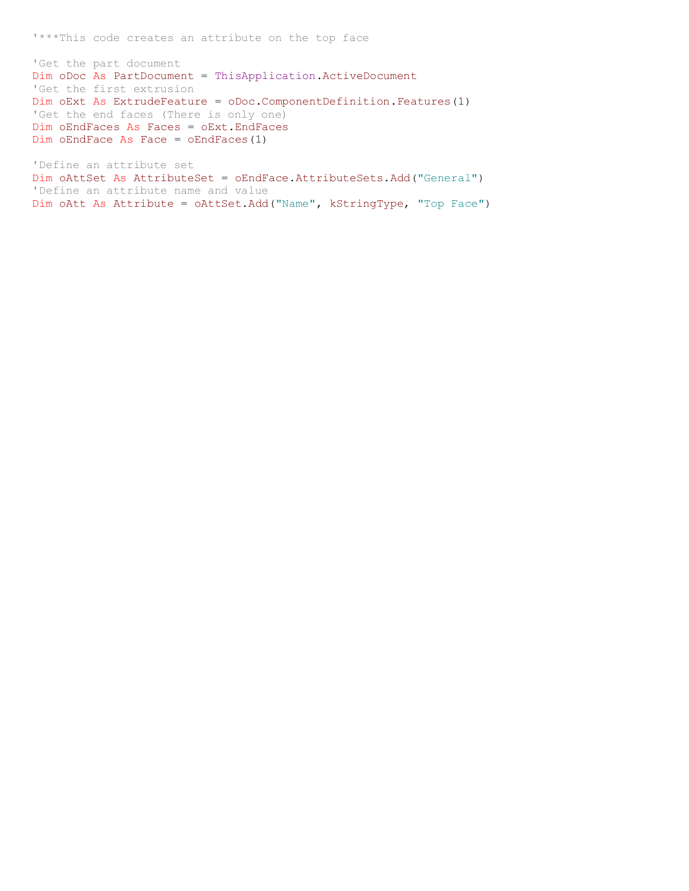```
'***This code creates an attribute on the top face

'Get the part document
Dim oDoc As PartDocument = ThisApplication.ActiveDocument
'Get the first extrusion
Dim oExt As ExtrudeFeature = oDoc.ComponentDefinition.Features(1)
'Get the end faces (There is only one)
Dim oEndFaces As Faces = oExt.EndFaces
Dim oEndFace As Face = oEndFaces(1)

'Define an attribute set
Dim oAttSet As AttributeSet = oEndFace.AttributeSets.Add("General")
'Define an attribute name and value
Dim oAtt As Attribute = oAttSet.Add("Name", kStringType, "Top Face")
```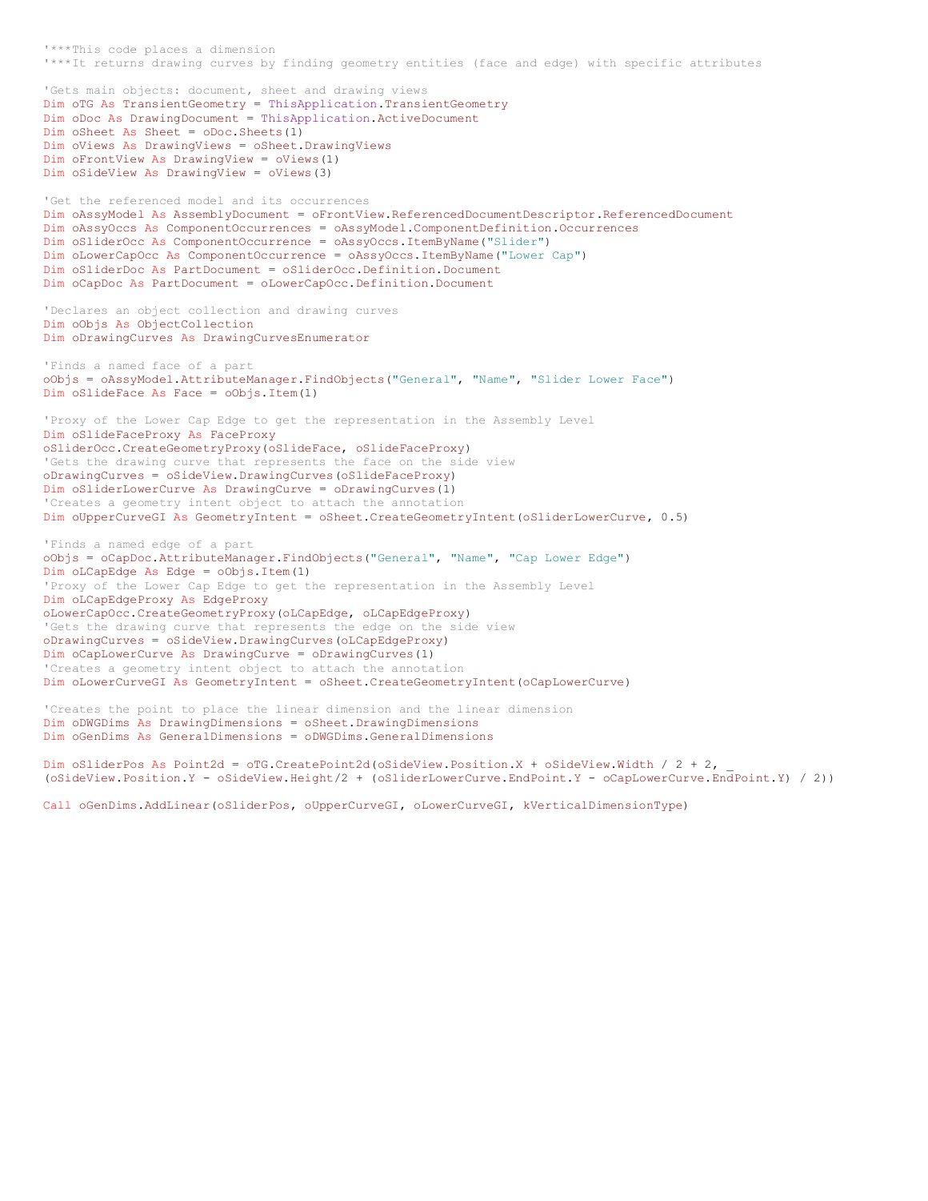```
'***This code places a dimension
'***It returns drawing curves by finding geometry entities (face and edge) with specific attributes

'Gets main objects: document, sheet and drawing views
Dim oTG As TransientGeometry = ThisApplication.TransientGeometry
Dim oDoc As DrawingDocument = ThisApplication.ActiveDocument
Dim oSheet As Sheet = oDoc.Sheets(1)
Dim oViews As DrawingViews = oSheet.DrawingViews
Dim oFrontView As DrawingView = oViews(1)
Dim oSideView As DrawingView = oViews(3)

'Get the referenced model and its occurrences
Dim oAssyModel As AssemblyDocument = oFrontView.ReferencedDocumentDescriptor.ReferencedDocument
Dim oAssyOccs As ComponentOccurrences = oAssyModel.ComponentDefinition.Occurrences
Dim oSliderOcc As ComponentOccurrence = oAssyOccs.ItemByName("Slider")
Dim oLowerCapOcc As ComponentOccurrence = oAssyOccs.ItemByName("Lower Cap")
Dim oSliderDoc As PartDocument = oSliderOcc.Definition.Document
Dim oCapDoc As PartDocument = oLowerCapOcc.Definition.Document

'Declares an object collection and drawing curves
Dim oObjs As ObjectCollection
Dim oDrawingCurves As DrawingCurvesEnumerator

'Finds a named face of a part
oObjs = oAssyModel.AttributeManager.FindObjects("General", "Name", "Slider Lower Face")
Dim oSlideFace As Face = oObjs.Item(1)

'Proxy of the Lower Cap Edge to get the representation in the Assembly Level
Dim oSlideFaceProxy As FaceProxy
oSliderOcc.CreateGeometryProxy(oSlideFace, oSlideFaceProxy)
'Gets the drawing curve that represents the face on the side view
oDrawingCurves = oSideView.DrawingCurves(oSlideFaceProxy)
Dim oSliderLowerCurve As DrawingCurve = oDrawingCurves(1)
'Creates a geometry intent object to attach the annotation
Dim oUpperCurveGI As GeometryIntent = oSheet.CreateGeometryIntent(oSliderLowerCurve, 0.5)

'Finds a named edge of a part
oObjs = oCapDoc.AttributeManager.FindObjects("General", "Name", "Cap Lower Edge")
Dim oLCapEdge As Edge = oObjs.Item(1)
'Proxy of the Lower Cap Edge to get the representation in the Assembly Level
Dim oLCapEdgeProxy As EdgeProxy
oLowerCapOcc.CreateGeometryProxy(oLCapEdge, oLCapEdgeProxy)
'Gets the drawing curve that represents the edge on the side view
oDrawingCurves = oSideView.DrawingCurves(oLCapEdgeProxy)
Dim oCapLowerCurve As DrawingCurve = oDrawingCurves(1)
'Creates a geometry intent object to attach the annotation
Dim oLowerCurveGI As GeometryIntent = oSheet.CreateGeometryIntent(oCapLowerCurve)

'Creates the point to place the linear dimension and the linear dimension
Dim oDWGDims As DrawingDimensions = oSheet.DrawingDimensions
Dim oGenDims As GeneralDimensions = oDWGDims.GeneralDimensions

Dim oSliderPos As Point2d = oTG.CreatePoint2d(oSideView.Position.X + oSideView.Width / 2 + 2, _
(oSideView.Position.Y - oSideView.Height/2 + (oSliderLowerCurve.EndPoint.Y - oCapLowerCurve.EndPoint.Y) / 2))

Call oGenDims.AddLinear(oSliderPos, oUpperCurveGI, oLowerCurveGI, kVerticalDimensionType)
```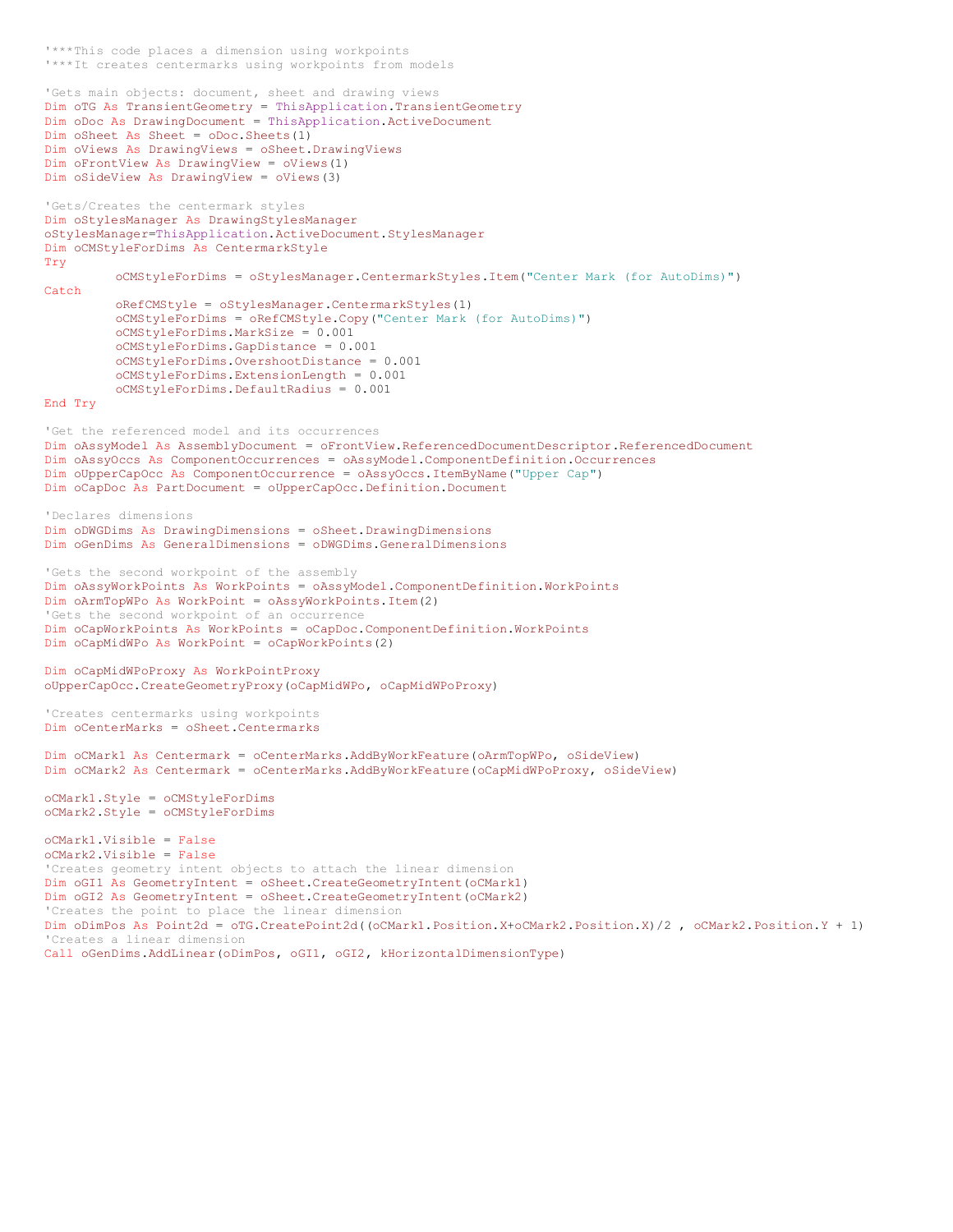```
'***This code places a dimension using workpoints
'***It creates centermarks using workpoints from models

'Gets main objects: document, sheet and drawing views
Dim oTG As TransientGeometry = ThisApplication.TransientGeometry
Dim oDoc As DrawingDocument = ThisApplication.ActiveDocument
Dim oSheet As Sheet = oDoc.Sheets(1)
Dim oViews As DrawingViews = oSheet.DrawingViews
Dim oFrontView As DrawingView = oViews(1)
Dim oSideView As DrawingView = oViews(3)

'Gets/Creates the centermark styles
Dim oStylesManager As DrawingStylesManager
oStylesManager=ThisApplication.ActiveDocument.StylesManager
Dim oCMStyleForDims As CentermarkStyle
Try
        oCMStyleForDims = oStylesManager.CentermarkStyles.Item("Center Mark (for AutoDims)")
Catch
        oRefCMStyle = oStylesManager.CentermarkStyles(1)
        oCMStyleForDims = oRefCMStyle.Copy("Center Mark (for AutoDims)")
        oCMStyleForDims.MarkSize = 0.001
        oCMStyleForDims.GapDistance = 0.001
        oCMStyleForDims.OvershootDistance = 0.001
        oCMStyleForDims.ExtensionLength = 0.001
        oCMStyleForDims.DefaultRadius = 0.001
End Try

'Get the referenced model and its occurrences
Dim oAssyModel As AssemblyDocument = oFrontView.ReferencedDocumentDescriptor.ReferencedDocument
Dim oAssyOccs As ComponentOccurrences = oAssyModel.ComponentDefinition.Occurrences
Dim oUpperCapOcc As ComponentOccurrence = oAssyOccs.ItemByName("Upper Cap")
Dim oCapDoc As PartDocument = oUpperCapOcc.Definition.Document

'Declares dimensions
Dim oDWGDims As DrawingDimensions = oSheet.DrawingDimensions
Dim oGenDims As GeneralDimensions = oDWGDims.GeneralDimensions

'Gets the second workpoint of the assembly
Dim oAssyWorkPoints As WorkPoints = oAssyModel.ComponentDefinition.WorkPoints
Dim oArmTopWPo As WorkPoint = oAssyWorkPoints.Item(2)
'Gets the second workpoint of an occurrence
Dim oCapWorkPoints As WorkPoints = oCapDoc.ComponentDefinition.WorkPoints
Dim oCapMidWPo As WorkPoint = oCapWorkPoints(2)

Dim oCapMidWPoProxy As WorkPointProxy
oUpperCapOcc.CreateGeometryProxy(oCapMidWPo, oCapMidWPoProxy)

'Creates centermarks using workpoints
Dim oCenterMarks = oSheet.Centermarks

Dim oCMark1 As Centermark = oCenterMarks.AddByWorkFeature(oArmTopWPo, oSideView)
Dim oCMark2 As Centermark = oCenterMarks.AddByWorkFeature(oCapMidWPoProxy, oSideView)

oCMark1.Style = oCMStyleForDims
oCMark2.Style = oCMStyleForDims

oCMark1.Visible = False
oCMark2.Visible = False
'Creates geometry intent objects to attach the linear dimension
Dim oGI1 As GeometryIntent = oSheet.CreateGeometryIntent(oCMark1)
Dim oGI2 As GeometryIntent = oSheet.CreateGeometryIntent(oCMark2)
'Creates the point to place the linear dimension
Dim oDimPos As Point2d = oTG.CreatePoint2d((oCMark1.Position.X+oCMark2.Position.X)/2 , oCMark2.Position.Y + 1)
'Creates a linear dimension
Call oGenDims.AddLinear(oDimPos, oGI1, oGI2, kHorizontalDimensionType)
```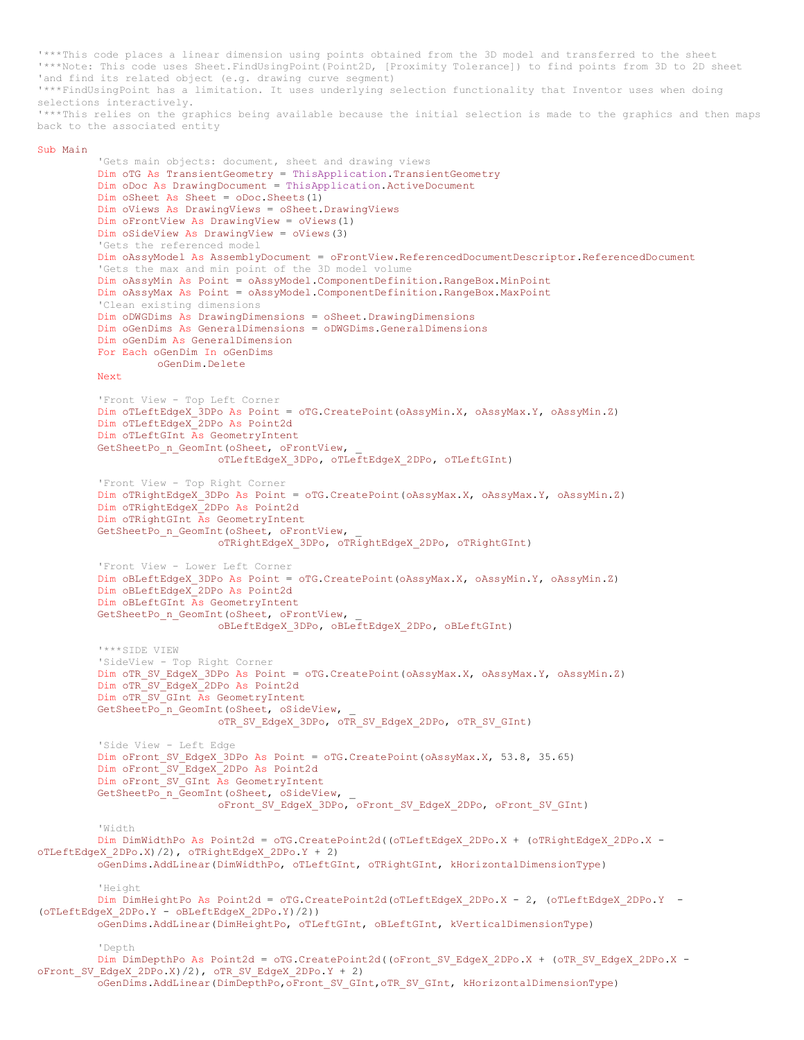```
'***This code places a linear dimension using points obtained from the 3D model and transferred to the sheet
'***Note: This code uses Sheet.FindUsingPoint(Point2D, [Proximity Tolerance]) to find points from 3D to 2D sheet
'and find its related object (e.g. drawing curve segment)
'***FindUsingPoint has a limitation. It uses underlying selection functionality that Inventor uses when doing
selections interactively.
'***This relies on the graphics being available because the initial selection is made to the graphics and then maps
back to the associated entity

Sub Main
        'Gets main objects: document, sheet and drawing views
        Dim oTG As TransientGeometry = ThisApplication.TransientGeometry
        Dim oDoc As DrawingDocument = ThisApplication.ActiveDocument
        Dim oSheet As Sheet = oDoc.Sheets(1)
        Dim oViews As DrawingViews = oSheet.DrawingViews
        Dim oFrontView As DrawingView = oViews(1)
        Dim oSideView As DrawingView = oViews(3)
        'Gets the referenced model
        Dim oAssyModel As AssemblyDocument = oFrontView.ReferencedDocumentDescriptor.ReferencedDocument
        'Gets the max and min point of the 3D model volume
        Dim oAssyMin As Point = oAssyModel.ComponentDefinition.RangeBox.MinPoint
        Dim oAssyMax As Point = oAssyModel.ComponentDefinition.RangeBox.MaxPoint
        'Clean existing dimensions
        Dim oDWGDims As DrawingDimensions = oSheet.DrawingDimensions
        Dim oGenDims As GeneralDimensions = oDWGDims.GeneralDimensions
        Dim oGenDim As GeneralDimension
        For Each oGenDim In oGenDims
                oGenDim.Delete
        Next

        'Front View - Top Left Corner
        Dim oTLeftEdgeX_3DPo As Point = oTG.CreatePoint(oAssyMin.X, oAssyMax.Y, oAssyMin.Z)
        Dim oTLeftEdgeX_2DPo As Point2d
        Dim oTLeftGInt As GeometryIntent
        GetSheetPo_n_GeomInt(oSheet, oFrontView, _
                        oTLeftEdgeX_3DPo, oTLeftEdgeX_2DPo, oTLeftGInt)

        'Front View - Top Right Corner
        Dim oTRightEdgeX_3DPo As Point = oTG.CreatePoint(oAssyMax.X, oAssyMax.Y, oAssyMin.Z)
        Dim oTRightEdgeX_2DPo As Point2d
        Dim oTRightGInt As GeometryIntent
        GetSheetPo_n_GeomInt(oSheet, oFrontView, _
                        oTRightEdgeX_3DPo, oTRightEdgeX_2DPo, oTRightGInt)

        'Front View - Lower Left Corner
        Dim oBLeftEdgeX_3DPo As Point = oTG.CreatePoint(oAssyMax.X, oAssyMin.Y, oAssyMin.Z)
        Dim oBLeftEdgeX_2DPo As Point2d
        Dim oBLeftGInt As GeometryIntent
        GetSheetPo_n_GeomInt(oSheet, oFrontView, _
                        oBLeftEdgeX_3DPo, oBLeftEdgeX_2DPo, oBLeftGInt)

        '***SIDE VIEW
        'SideView - Top Right Corner
        Dim oTR_SV_EdgeX_3DPo As Point = oTG.CreatePoint(oAssyMax.X, oAssyMax.Y, oAssyMin.Z)
        Dim oTR_SV_EdgeX_2DPo As Point2d
        Dim oTR_SV_GInt As GeometryIntent
        GetSheetPo_n_GeomInt(oSheet, oSideView, _
                        oTR_SV_EdgeX_3DPo, oTR_SV_EdgeX_2DPo, oTR_SV_GInt)

        'Side View - Left Edge
        Dim oFront_SV_EdgeX_3DPo As Point = oTG.CreatePoint(oAssyMax.X, 53.8, 35.65)
        Dim oFront_SV_EdgeX_2DPo As Point2d
        Dim oFront_SV_GInt As GeometryIntent
        GetSheetPo_n_GeomInt(oSheet, oSideView, _
                        oFront_SV_EdgeX_3DPo, oFront_SV_EdgeX_2DPo, oFront_SV_GInt)

        'Width
        Dim DimWidthPo As Point2d = oTG.CreatePoint2d((oTLeftEdgeX_2DPo.X + (oTRightEdgeX_2DPo.X -
oTLeftEdgeX_2DPo.X)/2), oTRightEdgeX_2DPo.Y + 2)
        oGenDims.AddLinear(DimWidthPo, oTLeftGInt, oTRightGInt, kHorizontalDimensionType)

        'Height
        Dim DimHeightPo As Point2d = oTG.CreatePoint2d(oTLeftEdgeX_2DPo.X - 2, (oTLeftEdgeX_2DPo.Y  -
(oTLeftEdgeX_2DPo.Y - oBLeftEdgeX_2DPo.Y)/2))
        oGenDims.AddLinear(DimHeightPo, oTLeftGInt, oBLeftGInt, kVerticalDimensionType)

        'Depth
        Dim DimDepthPo As Point2d = oTG.CreatePoint2d((oFront_SV_EdgeX_2DPo.X + (oTR_SV_EdgeX_2DPo.X -
oFront_SV_EdgeX_2DPo.X)/2), oTR_SV_EdgeX_2DPo.Y + 2)
        oGenDims.AddLinear(DimDepthPo,oFront_SV_GInt,oTR_SV_GInt, kHorizontalDimensionType)
```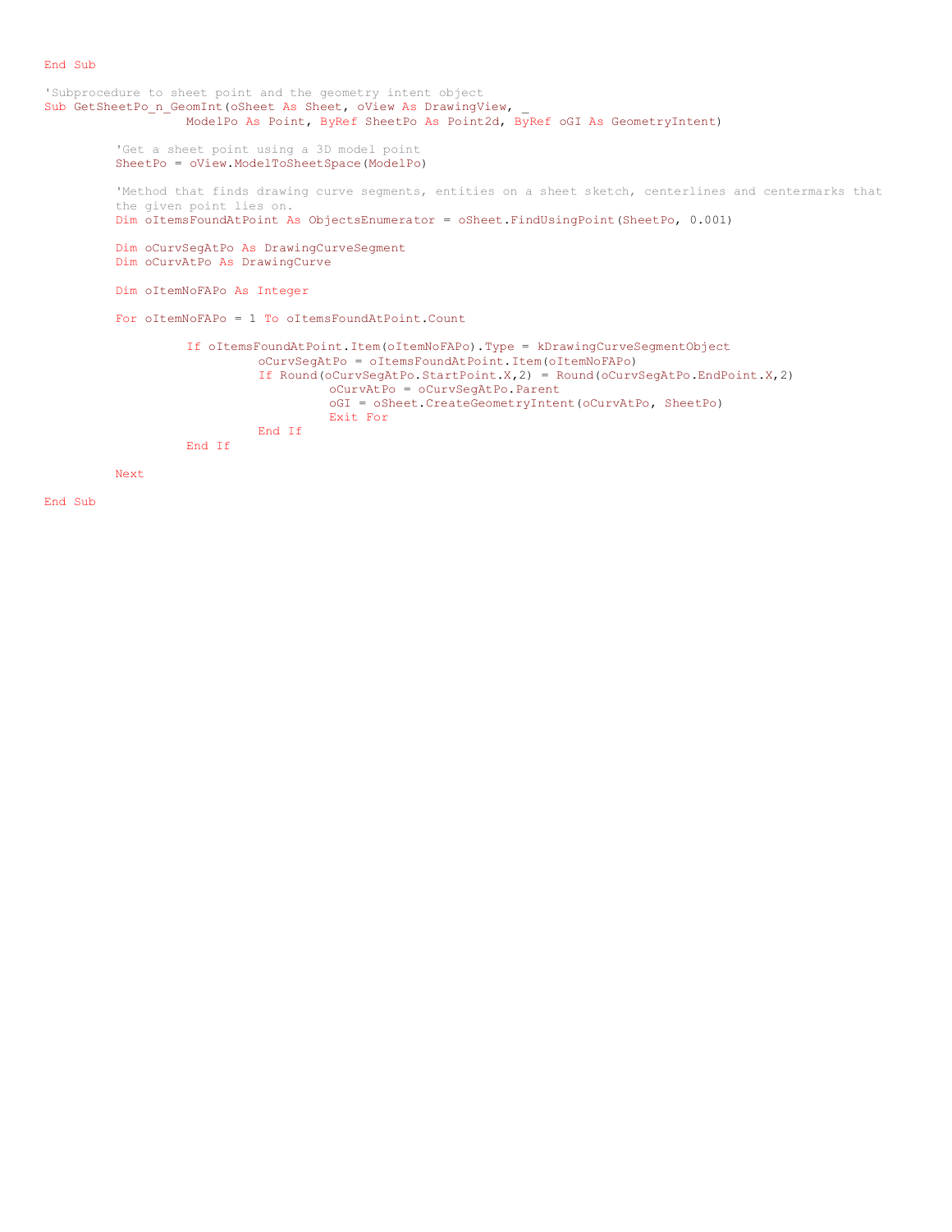```
End Sub

'Subprocedure to sheet point and the geometry intent object
Sub GetSheetPo_n_GeomInt(oSheet As Sheet, oView As DrawingView, _
                   ModelPo As Point, ByRef SheetPo As Point2d, ByRef oGI As GeometryIntent)

         'Get a sheet point using a 3D model point
         SheetPo = oView.ModelToSheetSpace(ModelPo)

         'Method that finds drawing curve segments, entities on a sheet sketch, centerlines and centermarks that
         the given point lies on.
         Dim oItemsFoundAtPoint As ObjectsEnumerator = oSheet.FindUsingPoint(SheetPo, 0.001)

         Dim oCurvSegAtPo As DrawingCurveSegment
         Dim oCurvAtPo As DrawingCurve

         Dim oItemNoFAPo As Integer

         For oItemNoFAPo = 1 To oItemsFoundAtPoint.Count

                  If oItemsFoundAtPoint.Item(oItemNoFAPo).Type = kDrawingCurveSegmentObject
                           oCurvSegAtPo = oItemsFoundAtPoint.Item(oItemNoFAPo)
                           If Round(oCurvSegAtPo.StartPoint.X,2) = Round(oCurvSegAtPo.EndPoint.X,2)
                                    oCurvAtPo = oCurvSegAtPo.Parent
                                    oGI = oSheet.CreateGeometryIntent(oCurvAtPo, SheetPo)
                                    Exit For
                           End If
                  End If

         Next

End Sub
```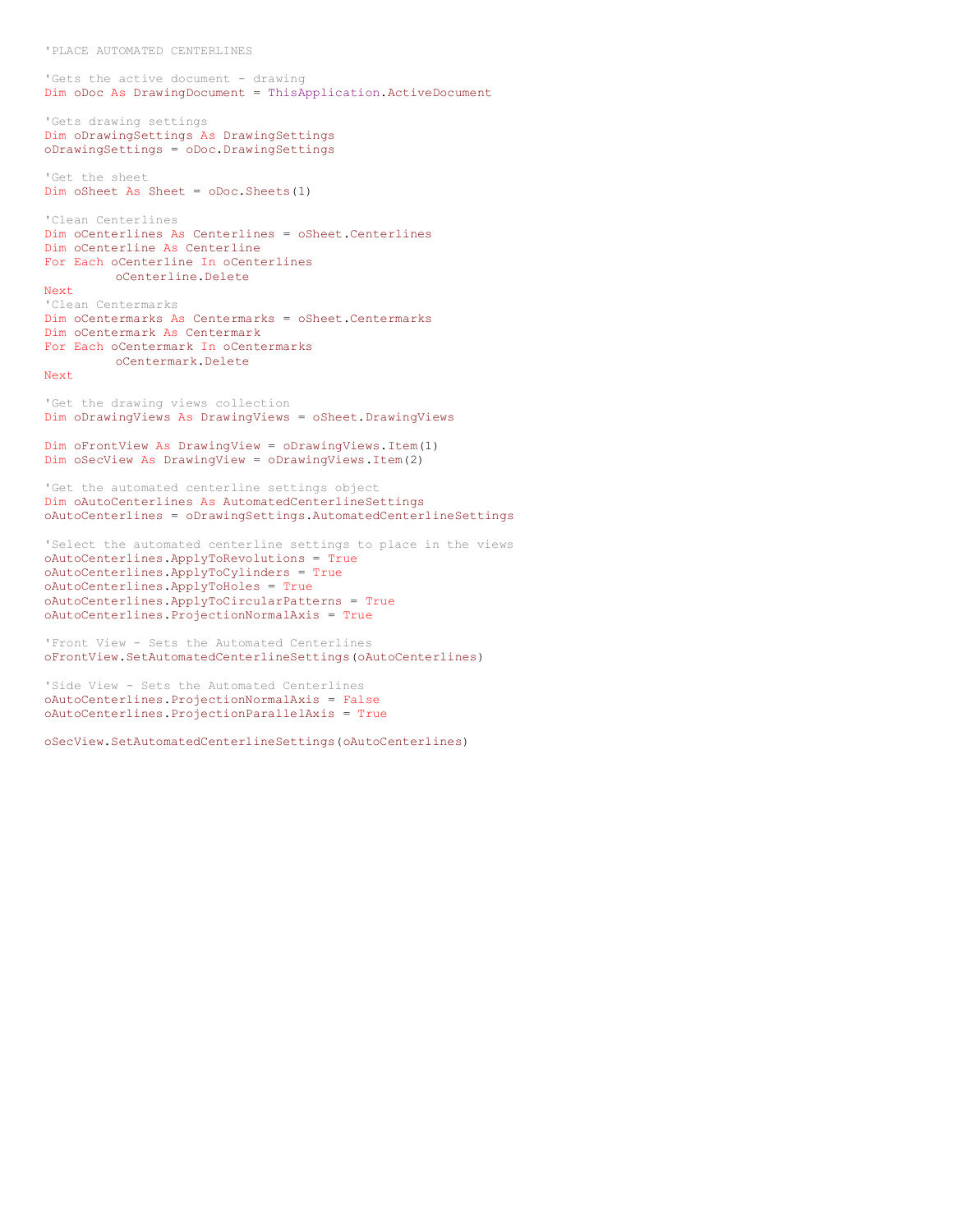```
'PLACE AUTOMATED CENTERLINES

'Gets the active document - drawing
Dim oDoc As DrawingDocument = ThisApplication.ActiveDocument

'Gets drawing settings
Dim oDrawingSettings As DrawingSettings
oDrawingSettings = oDoc.DrawingSettings

'Get the sheet
Dim oSheet As Sheet = oDoc.Sheets(1)

'Clean Centerlines
Dim oCenterlines As Centerlines = oSheet.Centerlines
Dim oCenterline As Centerline
For Each oCenterline In oCenterlines
        oCenterline.Delete
Next
'Clean Centermarks
Dim oCentermarks As Centermarks = oSheet.Centermarks
Dim oCentermark As Centermark
For Each oCentermark In oCentermarks
        oCentermark.Delete
Next

'Get the drawing views collection
Dim oDrawingViews As DrawingViews = oSheet.DrawingViews

Dim oFrontView As DrawingView = oDrawingViews.Item(1)
Dim oSecView As DrawingView = oDrawingViews.Item(2)

'Get the automated centerline settings object
Dim oAutoCenterlines As AutomatedCenterlineSettings
oAutoCenterlines = oDrawingSettings.AutomatedCenterlineSettings

'Select the automated centerline settings to place in the views
oAutoCenterlines.ApplyToRevolutions = True
oAutoCenterlines.ApplyToCylinders = True
oAutoCenterlines.ApplyToHoles = True
oAutoCenterlines.ApplyToCircularPatterns = True
oAutoCenterlines.ProjectionNormalAxis = True

'Front View - Sets the Automated Centerlines
oFrontView.SetAutomatedCenterlineSettings(oAutoCenterlines)

'Side View - Sets the Automated Centerlines
oAutoCenterlines.ProjectionNormalAxis = False
oAutoCenterlines.ProjectionParallelAxis = True

oSecView.SetAutomatedCenterlineSettings(oAutoCenterlines)
```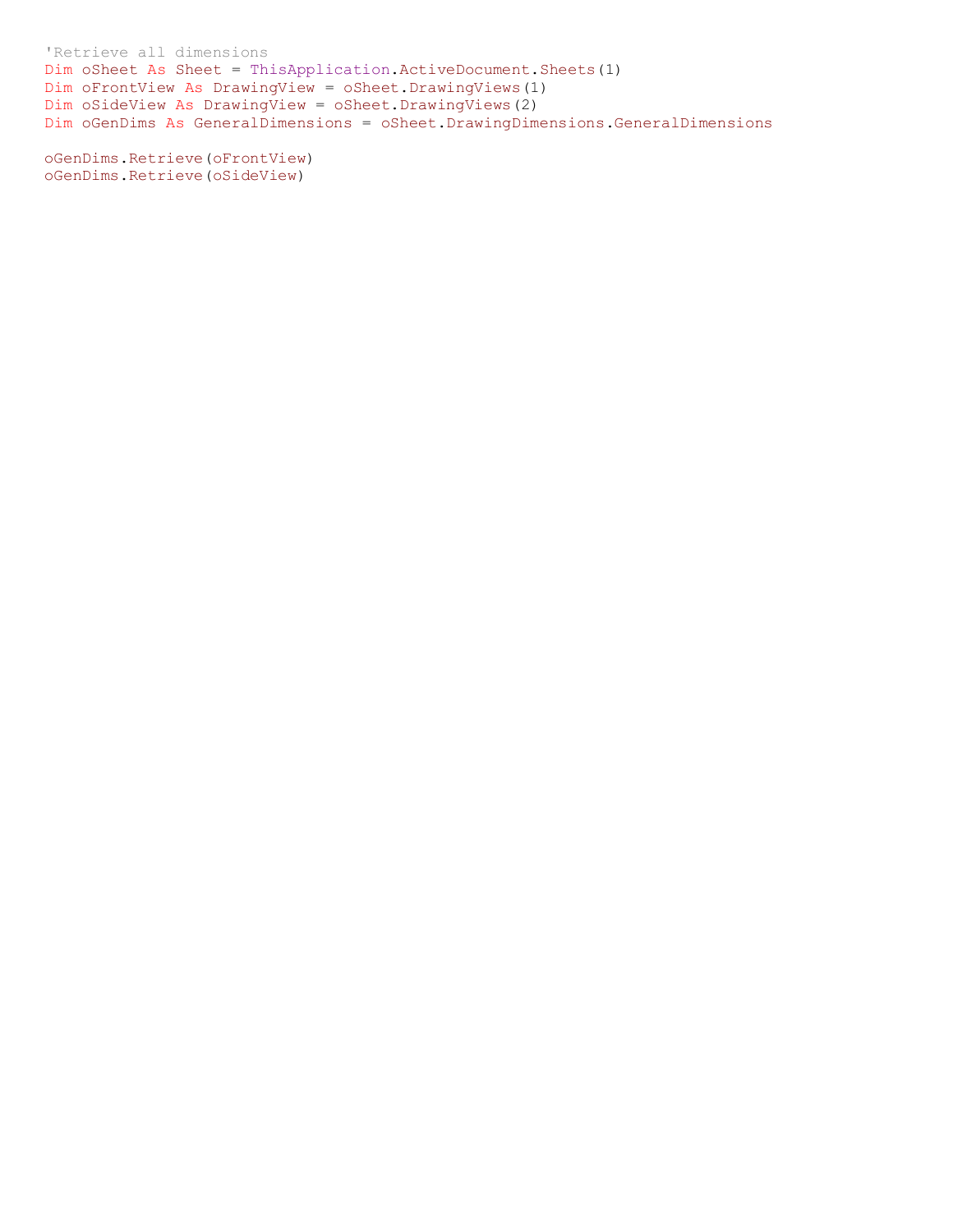```
'Retrieve all dimensions
Dim oSheet As Sheet = ThisApplication.ActiveDocument.Sheets(1)
Dim oFrontView As DrawingView = oSheet.DrawingViews(1)
Dim oSideView As DrawingView = oSheet.DrawingViews(2)
Dim oGenDims As GeneralDimensions = oSheet.DrawingDimensions.GeneralDimensions

oGenDims.Retrieve(oFrontView)
oGenDims.Retrieve(oSideView)
```